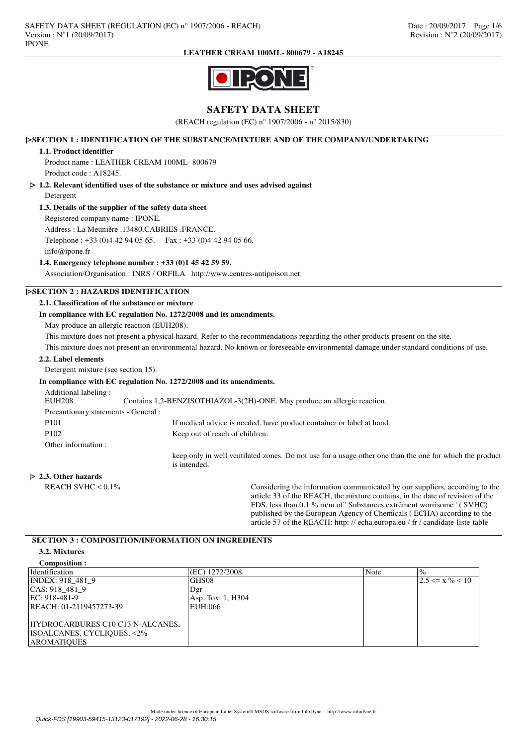# SAFETY DATA SHEET

(REACH regulation (EC) n° 1907/2006 - n° 2015/830)

## |>SECTION 1 : IDENTIFICATION OF THE SUBSTANCE/MIXTURE AND OF THE COMPANY/UNDERTAKING

### 1.1. Product identifier

Product name : LEATHER CREAM 100ML- 800679

Product code : A18245.

### |> 1.2. Relevant identified uses of the substance or mixture and uses advised against

Detergent

### 1.3. Details of the supplier of the safety data sheet

Registered company name : IPONE.

Address : La Meunière .13480.CABRIES .FRANCE.

Telephone : +33 (0)4 42 94 05 65. Fax : +33 (0)4 42 94 05 66.

info@ipone.fr

### 1.4. Emergency telephone number : +33 (0)1 45 42 59 59.

Association/Organisation : INRS / ORFILA http://www.centres-antipoison.net.

## |>SECTION 2 : HAZARDS IDENTIFICATION

### 2.1. Classification of the substance or mixture

**In compliance with EC regulation No. 1272/2008 and its amendments.**

May produce an allergic reaction (EUH208).

This mixture does not present a physical hazard. Refer to the recommendations regarding the other products present on the site.

This mixture does not present an environmental hazard. No known or foreseeable environmental damage under standard conditions of use.

### 2.2. Label elements

Detergent mixture (see section 15).

**In compliance with EC regulation No. 1272/2008 and its amendments.**

Additional labeling :

EUH208 Contains 1,2-BENZISOTHIAZOL-3(2H)-ONE. May produce an allergic reaction.

Precautionary statements - General :

P101 If medical advice is needed, have product container or label at hand.

P102 Keep out of reach of children.

Other information :

keep only in well ventilated zones. Do not use for a usage other one than the one for which the product is intended.

### |> 2.3. Other hazards

REACH SVHC < 0.1% Considering the information communicated by our suppliers, according to the article 33 of the REACH, the mixture contains, in the date of revision of the FDS, less than 0.1 % m/m of ' Substances extrêment worrisome ' ( SVHC) published by the European Agency of Chemicals ( ECHA) according to the article 57 of the REACH: http: // echa.europa.eu / fr / candidate-liste-table

## SECTION 3 : COMPOSITION/INFORMATION ON INGREDIENTS

### 3.2. Mixtures

**Composition :**

| Identification | (EC) 1272/2008 | Note | % |
|---|---|---|---|
| INDEX: 918_481_9<br>CAS: 918_481_9<br>EC: 918-481-9<br>REACH: 01-2119457273-39<br><br>HYDROCARBURES C10 C13 N-ALCANES, ISOALCANES, CYCLIQUES, <2% AROMATIQUES | GHS08<br>Dgr<br>Asp. Tox. 1, H304<br>EUH:066 | | 2.5 <= x % < 10 |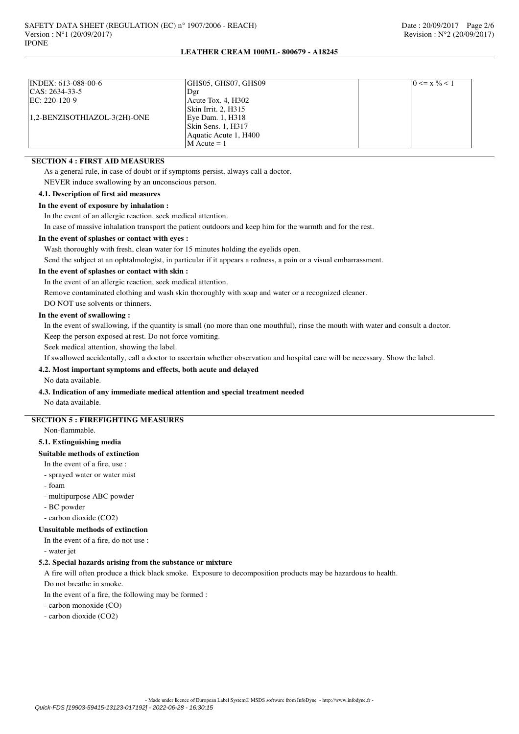| | | | |
|---|---|---|---|
| INDEX: 613-088-00-6<br>CAS: 2634-33-5<br>EC: 220-120-9<br><br>1,2-BENZISOTHIAZOL-3(2H)-ONE | GHS05, GHS07, GHS09<br>Dgr<br>Acute Tox. 4, H302<br>Skin Irrit. 2, H315<br>Eye Dam. 1, H318<br>Skin Sens. 1, H317<br>Aquatic Acute 1, H400<br>M Acute = 1 | | 0 <= x % < 1 |

## SECTION 4 : FIRST AID MEASURES

As a general rule, in case of doubt or if symptoms persist, always call a doctor.

NEVER induce swallowing by an unconscious person.

### 4.1. Description of first aid measures

**In the event of exposure by inhalation :**

In the event of an allergic reaction, seek medical attention.

In case of massive inhalation transport the patient outdoors and keep him for the warmth and for the rest.

**In the event of splashes or contact with eyes :**

Wash thoroughly with fresh, clean water for 15 minutes holding the eyelids open.

Send the subject at an ophtalmologist, in particular if it appears a redness, a pain or a visual embarrassment.

**In the event of splashes or contact with skin :**

In the event of an allergic reaction, seek medical attention.

Remove contaminated clothing and wash skin thoroughly with soap and water or a recognized cleaner.

DO NOT use solvents or thinners.

**In the event of swallowing :**

In the event of swallowing, if the quantity is small (no more than one mouthful), rinse the mouth with water and consult a doctor.

Keep the person exposed at rest. Do not force vomiting.

Seek medical attention, showing the label.

If swallowed accidentally, call a doctor to ascertain whether observation and hospital care will be necessary. Show the label.

### 4.2. Most important symptoms and effects, both acute and delayed

No data available.

### 4.3. Indication of any immediate medical attention and special treatment needed

No data available.

## SECTION 5 : FIREFIGHTING MEASURES

Non-flammable.

### 5.1. Extinguishing media

**Suitable methods of extinction**

In the event of a fire, use :

- sprayed water or water mist
- foam
- multipurpose ABC powder
- BC powder
- carbon dioxide ($CO_2$)

**Unsuitable methods of extinction**

In the event of a fire, do not use :

- water jet

### 5.2. Special hazards arising from the substance or mixture

A fire will often produce a thick black smoke. Exposure to decomposition products may be hazardous to health.

Do not breathe in smoke.

In the event of a fire, the following may be formed :

- carbon monoxide (CO)
- carbon dioxide ($CO_2$)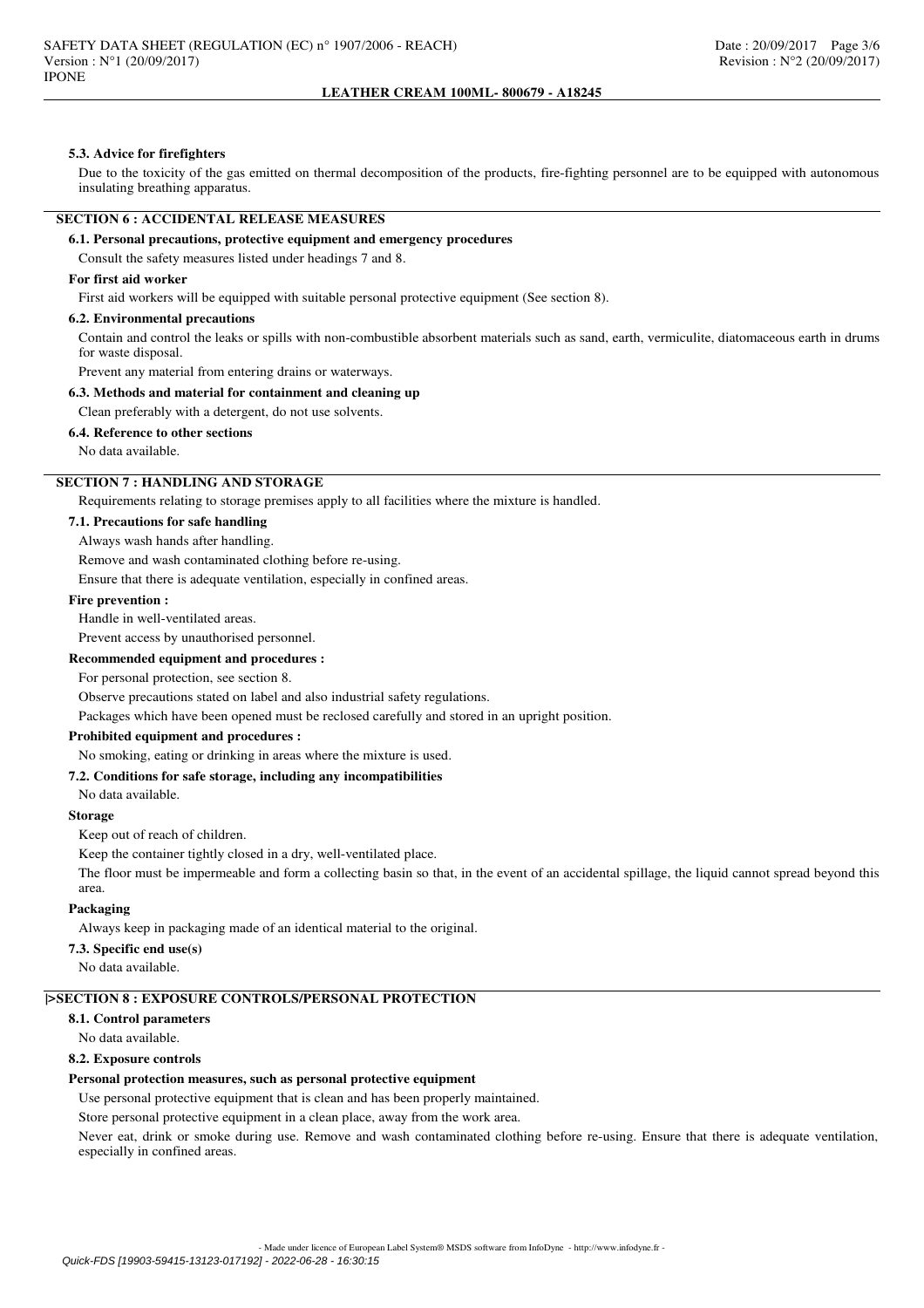#### 5.3. Advice for firefighters

Due to the toxicity of the gas emitted on thermal decomposition of the products, fire-fighting personnel are to be equipped with autonomous insulating breathing apparatus.

## SECTION 6 : ACCIDENTAL RELEASE MEASURES

#### 6.1. Personal precautions, protective equipment and emergency procedures

Consult the safety measures listed under headings 7 and 8.

**For first aid worker**

First aid workers will be equipped with suitable personal protective equipment (See section 8).

#### 6.2. Environmental precautions

Contain and control the leaks or spills with non-combustible absorbent materials such as sand, earth, vermiculite, diatomaceous earth in drums for waste disposal.

Prevent any material from entering drains or waterways.

#### 6.3. Methods and material for containment and cleaning up

Clean preferably with a detergent, do not use solvents.

#### 6.4. Reference to other sections

No data available.

## SECTION 7 : HANDLING AND STORAGE

Requirements relating to storage premises apply to all facilities where the mixture is handled.

#### 7.1. Precautions for safe handling

Always wash hands after handling.

Remove and wash contaminated clothing before re-using.

Ensure that there is adequate ventilation, especially in confined areas.

**Fire prevention :**

Handle in well-ventilated areas.

Prevent access by unauthorised personnel.

**Recommended equipment and procedures :**

For personal protection, see section 8.

Observe precautions stated on label and also industrial safety regulations.

Packages which have been opened must be reclosed carefully and stored in an upright position.

**Prohibited equipment and procedures :**

No smoking, eating or drinking in areas where the mixture is used.

#### 7.2. Conditions for safe storage, including any incompatibilities

No data available.

**Storage**

Keep out of reach of children.

Keep the container tightly closed in a dry, well-ventilated place.

The floor must be impermeable and form a collecting basin so that, in the event of an accidental spillage, the liquid cannot spread beyond this area.

**Packaging**

Always keep in packaging made of an identical material to the original.

#### 7.3. Specific end use(s)

No data available.

## |>SECTION 8 : EXPOSURE CONTROLS/PERSONAL PROTECTION

#### 8.1. Control parameters

No data available.

#### 8.2. Exposure controls

**Personal protection measures, such as personal protective equipment**

Use personal protective equipment that is clean and has been properly maintained.

Store personal protective equipment in a clean place, away from the work area.

Never eat, drink or smoke during use. Remove and wash contaminated clothing before re-using. Ensure that there is adequate ventilation, especially in confined areas.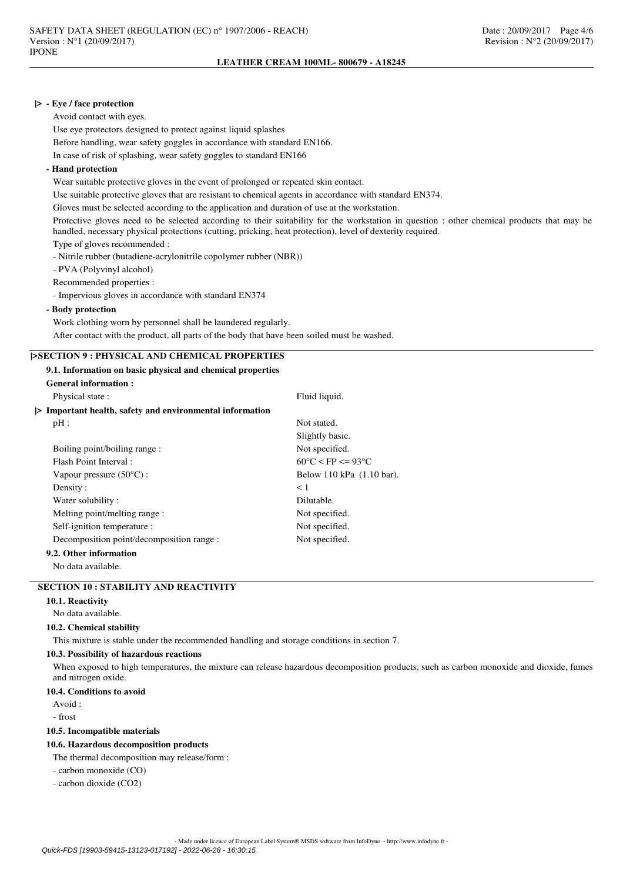**|> - Eye / face protection**

Avoid contact with eyes.

Use eye protectors designed to protect against liquid splashes

Before handling, wear safety goggles in accordance with standard EN166.

In case of risk of splashing, wear safety goggles to standard EN166

**- Hand protection**

Wear suitable protective gloves in the event of prolonged or repeated skin contact.

Use suitable protective gloves that are resistant to chemical agents in accordance with standard EN374.

Gloves must be selected according to the application and duration of use at the workstation.

Protective gloves need to be selected according to their suitability for the workstation in question : other chemical products that may be handled, necessary physical protections (cutting, pricking, heat protection), level of dexterity required.

Type of gloves recommended :

- Nitrile rubber (butadiene-acrylonitrile copolymer rubber (NBR))
- PVA (Polyvinyl alcohol)

Recommended properties :

- Impervious gloves in accordance with standard EN374

**- Body protection**

Work clothing worn by personnel shall be laundered regularly.

After contact with the product, all parts of the body that have been soiled must be washed.

## |>SECTION 9 : PHYSICAL AND CHEMICAL PROPERTIES

### 9.1. Information on basic physical and chemical properties

**General information :**

| | |
|---|---|
| Physical state : | Fluid liquid. |

**|> Important health, safety and environmental information**

| | |
|---|---|
| pH : | Not stated. |
| | Slightly basic. |
| Boiling point/boiling range : | Not specified. |
| Flash Point Interval : | $60°C < FP <= 93°C$ |
| Vapour pressure (50°C) : | Below 110 kPa (1.10 bar). |
| Density : | < 1 |
| Water solubility : | Dilutable. |
| Melting point/melting range : | Not specified. |
| Self-ignition temperature : | Not specified. |
| Decomposition point/decomposition range : | Not specified. |

### 9.2. Other information

No data available.

## SECTION 10 : STABILITY AND REACTIVITY

### 10.1. Reactivity

No data available.

### 10.2. Chemical stability

This mixture is stable under the recommended handling and storage conditions in section 7.

### 10.3. Possibility of hazardous reactions

When exposed to high temperatures, the mixture can release hazardous decomposition products, such as carbon monoxide and dioxide, fumes and nitrogen oxide.

### 10.4. Conditions to avoid

Avoid :

- frost

### 10.5. Incompatible materials

### 10.6. Hazardous decomposition products

The thermal decomposition may release/form :

- carbon monoxide (CO)
- carbon dioxide ($CO_2$)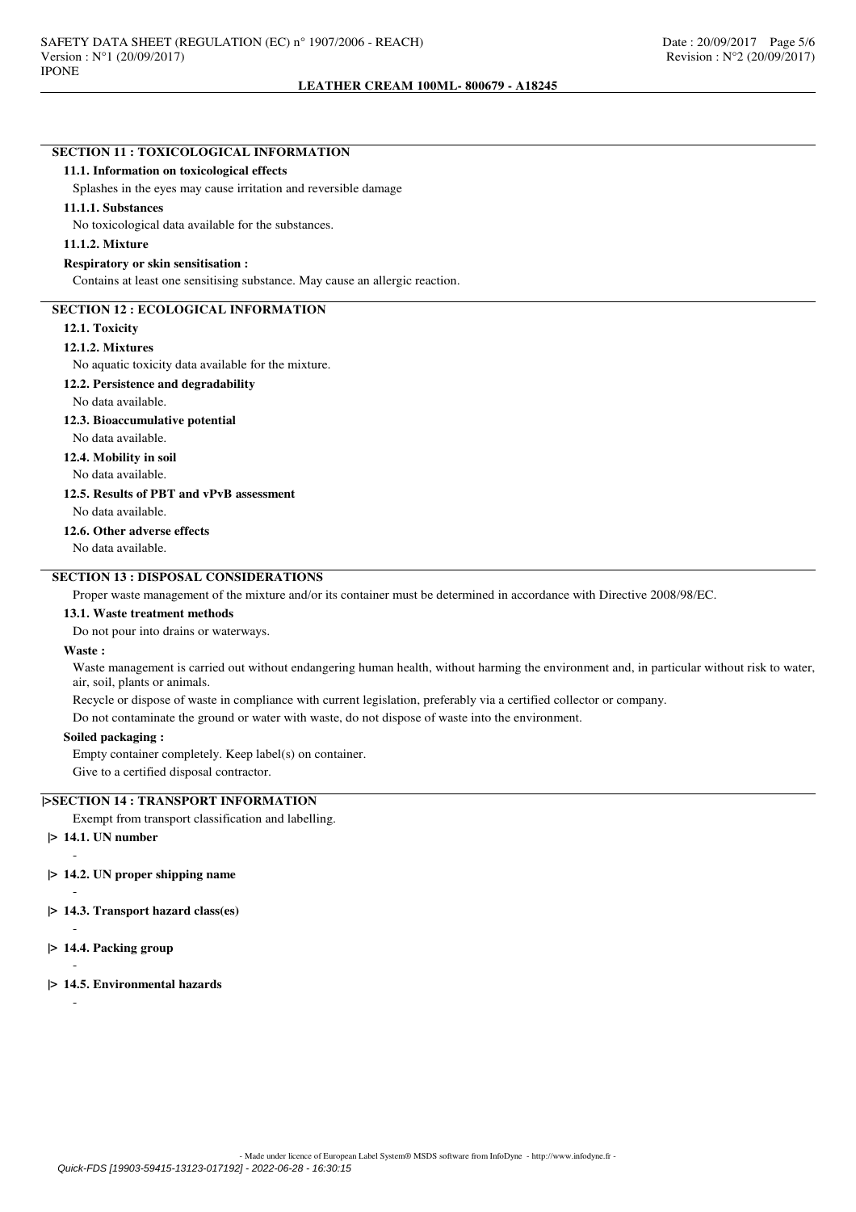## SECTION 11 : TOXICOLOGICAL INFORMATION

### 11.1. Information on toxicological effects

Splashes in the eyes may cause irritation and reversible damage

#### 11.1.1. Substances

No toxicological data available for the substances.

#### 11.1.2. Mixture

**Respiratory or skin sensitisation :**

Contains at least one sensitising substance. May cause an allergic reaction.

## SECTION 12 : ECOLOGICAL INFORMATION

### 12.1. Toxicity

#### 12.1.2. Mixtures

No aquatic toxicity data available for the mixture.

### 12.2. Persistence and degradability

No data available.

### 12.3. Bioaccumulative potential

No data available.

### 12.4. Mobility in soil

No data available.

### 12.5. Results of PBT and vPvB assessment

No data available.

### 12.6. Other adverse effects

No data available.

## SECTION 13 : DISPOSAL CONSIDERATIONS

Proper waste management of the mixture and/or its container must be determined in accordance with Directive 2008/98/EC.

### 13.1. Waste treatment methods

Do not pour into drains or waterways.

**Waste :**

Waste management is carried out without endangering human health, without harming the environment and, in particular without risk to water, air, soil, plants or animals.

Recycle or dispose of waste in compliance with current legislation, preferably via a certified collector or company.

Do not contaminate the ground or water with waste, do not dispose of waste into the environment.

**Soiled packaging :**

Empty container completely. Keep label(s) on container.

Give to a certified disposal contractor.

## |>SECTION 14 : TRANSPORT INFORMATION

Exempt from transport classification and labelling.

### |> 14.1. UN number

-

### |> 14.2. UN proper shipping name

-

### |> 14.3. Transport hazard class(es)

-

### |> 14.4. Packing group

-

### |> 14.5. Environmental hazards

-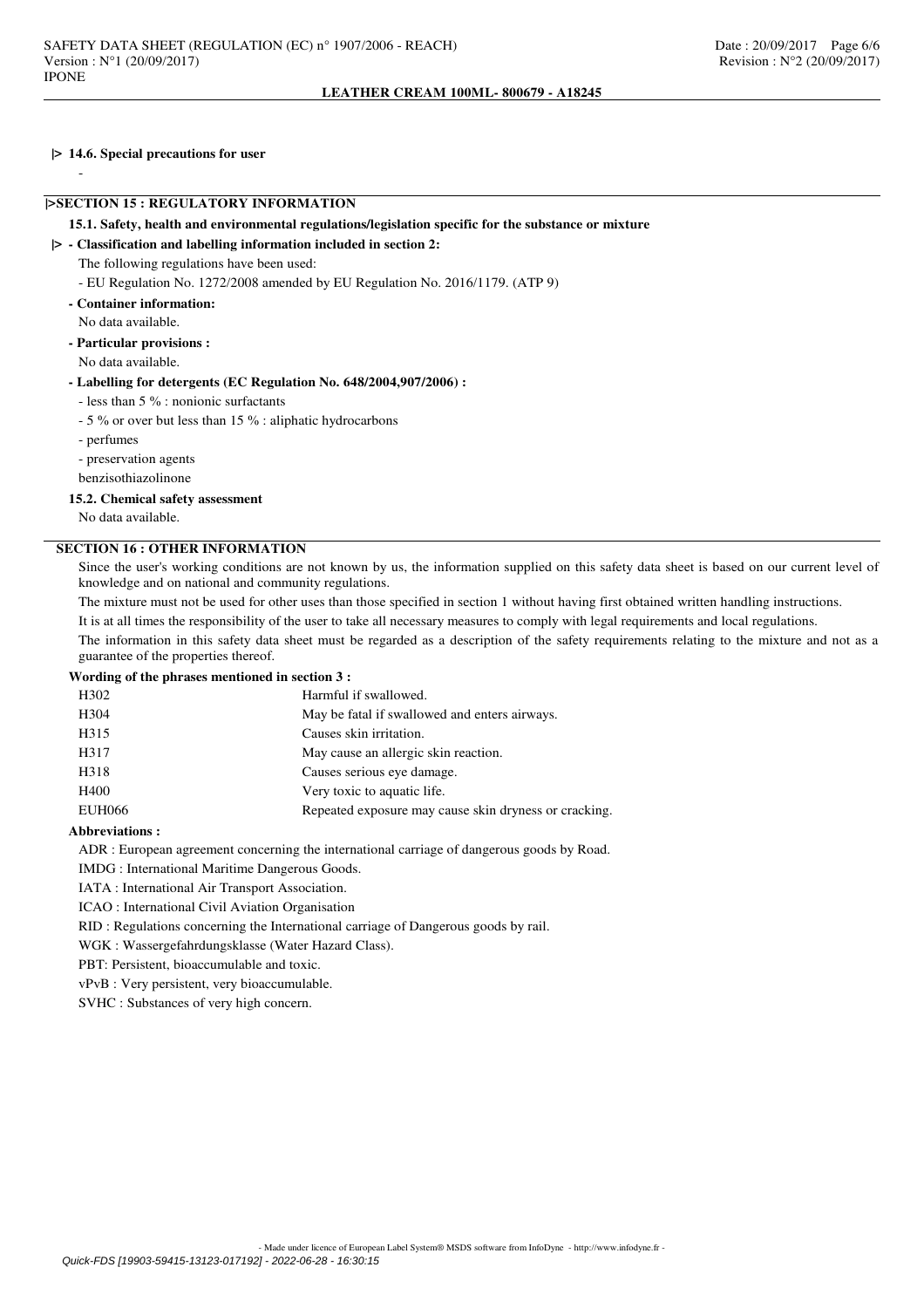**|> 14.6. Special precautions for user**

-

## |>SECTION 15 : REGULATORY INFORMATION

**15.1. Safety, health and environmental regulations/legislation specific for the substance or mixture**

**|> - Classification and labelling information included in section 2:**

The following regulations have been used:

- EU Regulation No. 1272/2008 amended by EU Regulation No. 2016/1179. (ATP 9)

**- Container information:**

No data available.

**- Particular provisions :**

No data available.

**- Labelling for detergents (EC Regulation No. 648/2004,907/2006) :**

- less than 5 % : nonionic surfactants
- 5 % or over but less than 15 % : aliphatic hydrocarbons
- perfumes
- preservation agents

benzisothiazolinone

**15.2. Chemical safety assessment**

No data available.

## SECTION 16 : OTHER INFORMATION

Since the user's working conditions are not known by us, the information supplied on this safety data sheet is based on our current level of knowledge and on national and community regulations.

The mixture must not be used for other uses than those specified in section 1 without having first obtained written handling instructions.

It is at all times the responsibility of the user to take all necessary measures to comply with legal requirements and local regulations.

The information in this safety data sheet must be regarded as a description of the safety requirements relating to the mixture and not as a guarantee of the properties thereof.

**Wording of the phrases mentioned in section 3 :**

| | |
|---|---|
| H302 | Harmful if swallowed. |
| H304 | May be fatal if swallowed and enters airways. |
| H315 | Causes skin irritation. |
| H317 | May cause an allergic skin reaction. |
| H318 | Causes serious eye damage. |
| H400 | Very toxic to aquatic life. |
| EUH066 | Repeated exposure may cause skin dryness or cracking. |

**Abbreviations :**

ADR : European agreement concerning the international carriage of dangerous goods by Road.

IMDG : International Maritime Dangerous Goods.

IATA : International Air Transport Association.

ICAO : International Civil Aviation Organisation

RID : Regulations concerning the International carriage of Dangerous goods by rail.

WGK : Wassergefahrdungsklasse (Water Hazard Class).

PBT: Persistent, bioaccumulable and toxic.

vPvB : Very persistent, very bioaccumulable.

SVHC : Substances of very high concern.